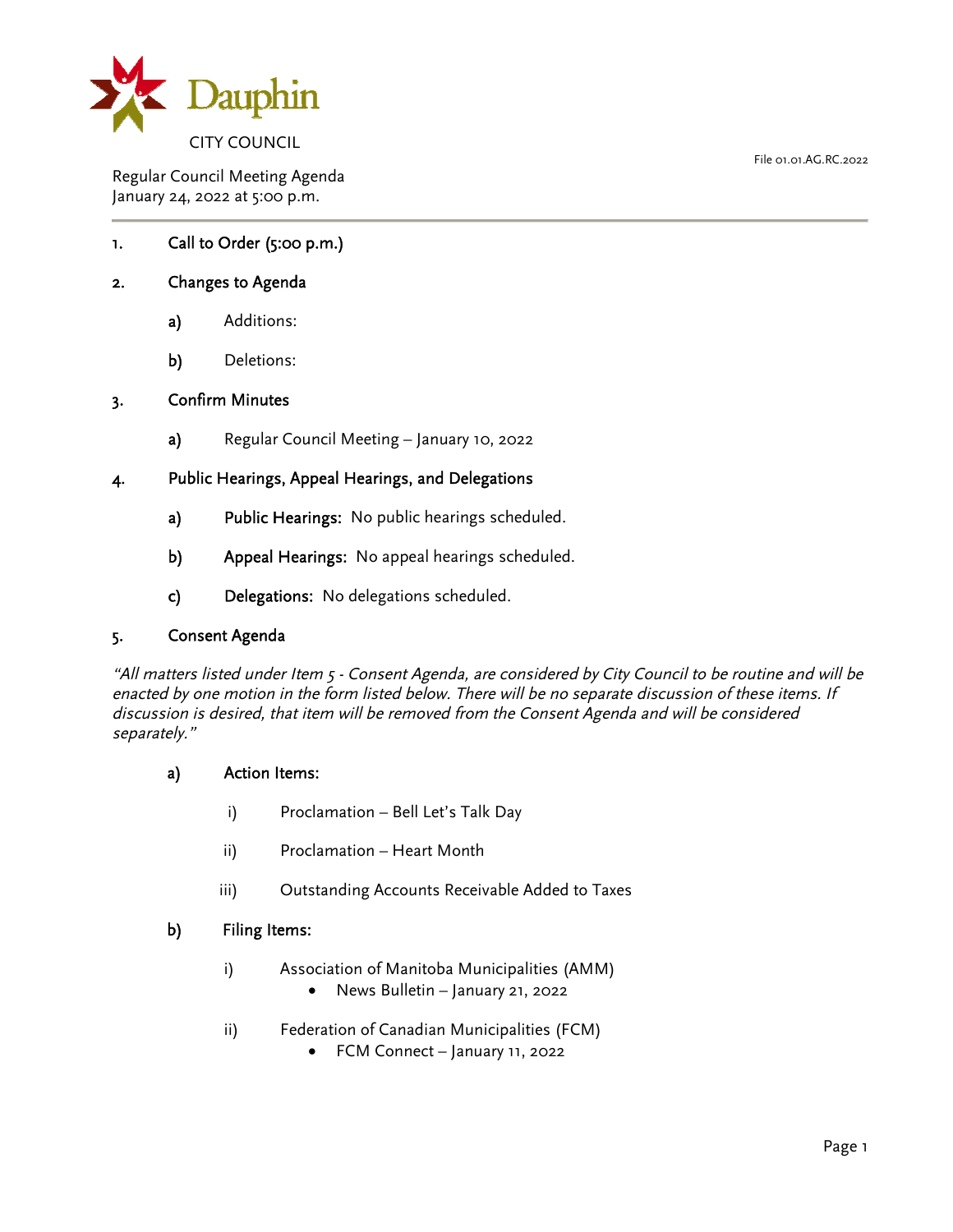Dauphin

CITY COUNCIL

File 01.01.AG.RC.2022

Regular Council Meeting Agenda
January 24, 2022 at 5:00 p.m.

---

1. Call to Order (5:00 p.m.)

2. Changes to Agenda

   a) Additions:

   b) Deletions:

3. Confirm Minutes

   a) Regular Council Meeting – January 10, 2022

4. Public Hearings, Appeal Hearings, and Delegations

   a) **Public Hearings:** No public hearings scheduled.

   b) **Appeal Hearings:** No appeal hearings scheduled.

   c) **Delegations:** No delegations scheduled.

5. Consent Agenda

*"All matters listed under Item 5 - Consent Agenda, are considered by City Council to be routine and will be enacted by one motion in the form listed below. There will be no separate discussion of these items. If discussion is desired, that item will be removed from the Consent Agenda and will be considered separately."*

   a) Action Items:

      i) Proclamation – Bell Let's Talk Day

      ii) Proclamation – Heart Month

      iii) Outstanding Accounts Receivable Added to Taxes

   b) Filing Items:

      i) Association of Manitoba Municipalities (AMM)
         - News Bulletin – January 21, 2022

      ii) Federation of Canadian Municipalities (FCM)
         - FCM Connect – January 11, 2022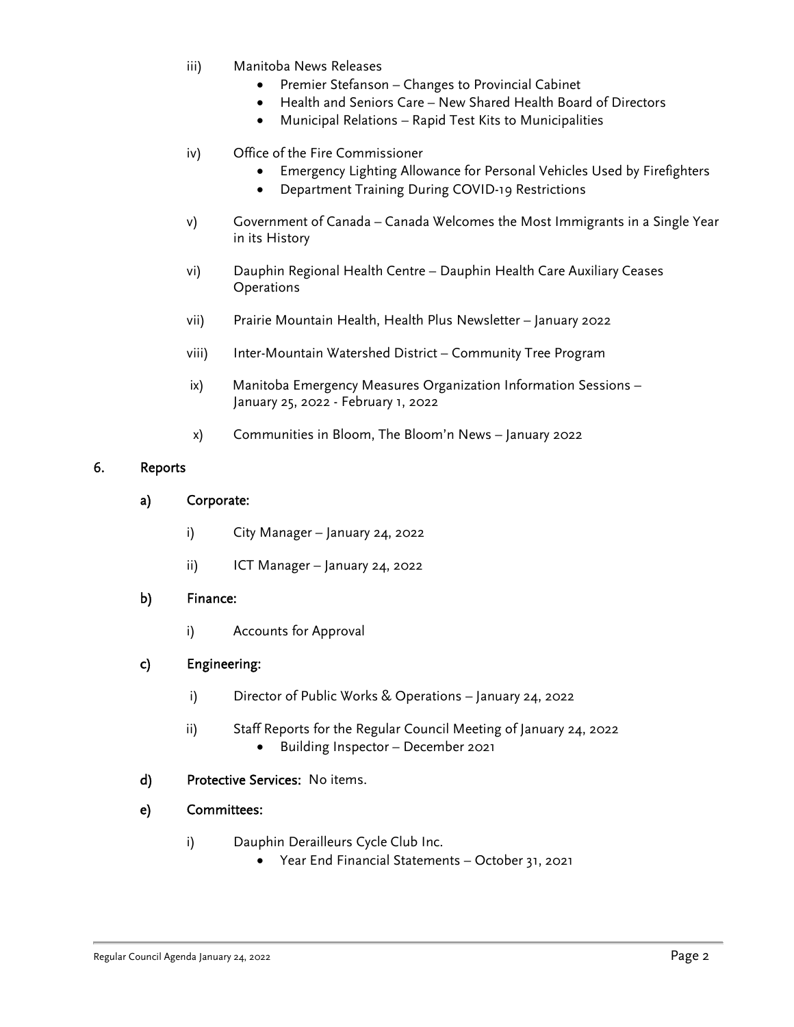- iii) Manitoba News Releases
  - Premier Stefanson – Changes to Provincial Cabinet
  - Health and Seniors Care – New Shared Health Board of Directors
  - Municipal Relations – Rapid Test Kits to Municipalities
- iv) Office of the Fire Commissioner
  - Emergency Lighting Allowance for Personal Vehicles Used by Firefighters
  - Department Training During COVID-19 Restrictions
- v) Government of Canada – Canada Welcomes the Most Immigrants in a Single Year in its History
- vi) Dauphin Regional Health Centre – Dauphin Health Care Auxiliary Ceases Operations
- vii) Prairie Mountain Health, Health Plus Newsletter – January 2022
- viii) Inter-Mountain Watershed District – Community Tree Program
- ix) Manitoba Emergency Measures Organization Information Sessions – January 25, 2022 - February 1, 2022
- x) Communities in Bloom, The Bloom'n News – January 2022

## 6. Reports

### a) Corporate:

- i) City Manager – January 24, 2022
- ii) ICT Manager – January 24, 2022

### b) Finance:

- i) Accounts for Approval

### c) Engineering:

- i) Director of Public Works & Operations – January 24, 2022
- ii) Staff Reports for the Regular Council Meeting of January 24, 2022
  - Building Inspector – December 2021

### d) Protective Services: No items.

### e) Committees:

- i) Dauphin Derailleurs Cycle Club Inc.
  - Year End Financial Statements – October 31, 2021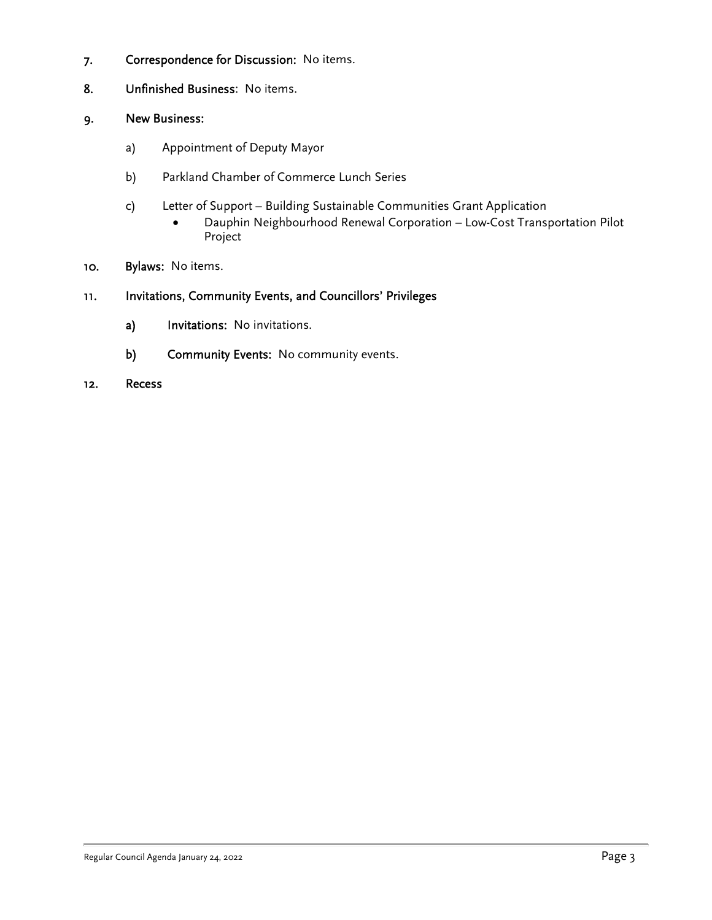7. **Correspondence for Discussion:** No items.

8. **Unfinished Business**: No items.

9. **New Business:**

   a) Appointment of Deputy Mayor

   b) Parkland Chamber of Commerce Lunch Series

   c) Letter of Support – Building Sustainable Communities Grant Application
      - Dauphin Neighbourhood Renewal Corporation – Low-Cost Transportation Pilot Project

10. **Bylaws:** No items.

11. **Invitations, Community Events, and Councillors' Privileges**

    **a) Invitations:** No invitations.

    **b) Community Events:** No community events.

12. **Recess**